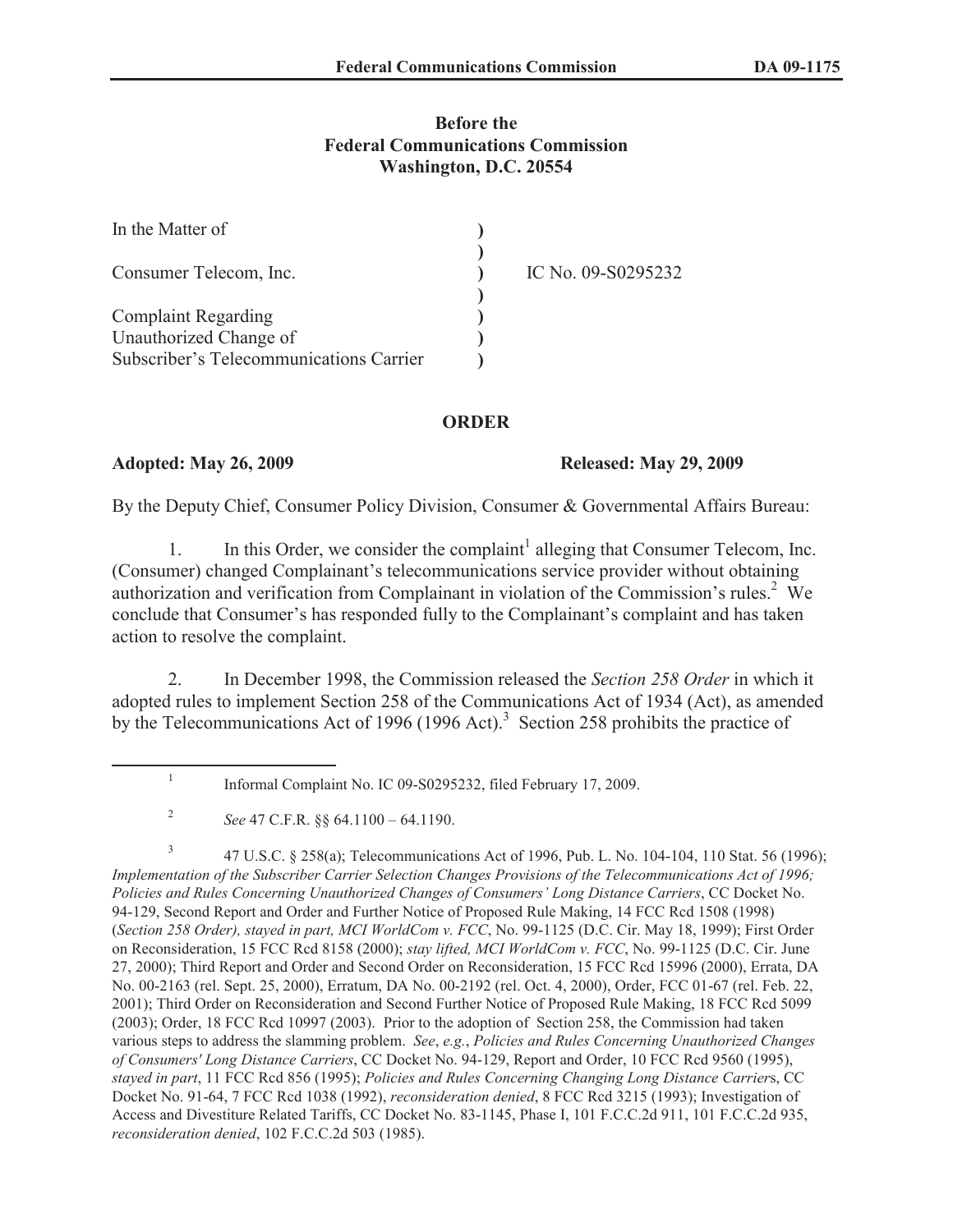**Before the**
**Federal Communications Commission**
**Washington, D.C. 20554**

| | | |
|---|---|---|
| In the Matter of | ) | |
| | ) | |
| Consumer Telecom, Inc. | ) | IC No. 09-S0295232 |
| | ) | |
| Complaint Regarding | ) | |
| Unauthorized Change of | ) | |
| Subscriber's Telecommunications Carrier | ) | |

## ORDER

**Adopted: May 26, 2009** **Released: May 29, 2009**

By the Deputy Chief, Consumer Policy Division, Consumer & Governmental Affairs Bureau:

1. In this Order, we consider the complaint[1] alleging that Consumer Telecom, Inc. (Consumer) changed Complainant's telecommunications service provider without obtaining authorization and verification from Complainant in violation of the Commission's rules.[2] We conclude that Consumer's has responded fully to the Complainant's complaint and has taken action to resolve the complaint.

2. In December 1998, the Commission released the *Section 258 Order* in which it adopted rules to implement Section 258 of the Communications Act of 1934 (Act), as amended by the Telecommunications Act of 1996 (1996 Act).[3] Section 258 prohibits the practice of

---

[1] Informal Complaint No. IC 09-S0295232, filed February 17, 2009.

[2] *See* 47 C.F.R. §§ 64.1100 – 64.1190.

[3] 47 U.S.C. § 258(a); Telecommunications Act of 1996, Pub. L. No. 104-104, 110 Stat. 56 (1996); *Implementation of the Subscriber Carrier Selection Changes Provisions of the Telecommunications Act of 1996; Policies and Rules Concerning Unauthorized Changes of Consumers' Long Distance Carriers*, CC Docket No. 94-129, Second Report and Order and Further Notice of Proposed Rule Making, 14 FCC Rcd 1508 (1998) (*Section 258 Order), stayed in part, MCI WorldCom v. FCC*, No. 99-1125 (D.C. Cir. May 18, 1999); First Order on Reconsideration, 15 FCC Rcd 8158 (2000); *stay lifted, MCI WorldCom v. FCC*, No. 99-1125 (D.C. Cir. June 27, 2000); Third Report and Order and Second Order on Reconsideration, 15 FCC Rcd 15996 (2000), Errata, DA No. 00-2163 (rel. Sept. 25, 2000), Erratum, DA No. 00-2192 (rel. Oct. 4, 2000), Order, FCC 01-67 (rel. Feb. 22, 2001); Third Order on Reconsideration and Second Further Notice of Proposed Rule Making, 18 FCC Rcd 5099 (2003); Order, 18 FCC Rcd 10997 (2003). Prior to the adoption of Section 258, the Commission had taken various steps to address the slamming problem. *See*, *e.g.*, *Policies and Rules Concerning Unauthorized Changes of Consumers' Long Distance Carriers*, CC Docket No. 94-129, Report and Order, 10 FCC Rcd 9560 (1995), *stayed in part*, 11 FCC Rcd 856 (1995); *Policies and Rules Concerning Changing Long Distance Carrier*s, CC Docket No. 91-64, 7 FCC Rcd 1038 (1992), *reconsideration denied*, 8 FCC Rcd 3215 (1993); Investigation of Access and Divestiture Related Tariffs, CC Docket No. 83-1145, Phase I, 101 F.C.C.2d 911, 101 F.C.C.2d 935, *reconsideration denied*, 102 F.C.C.2d 503 (1985).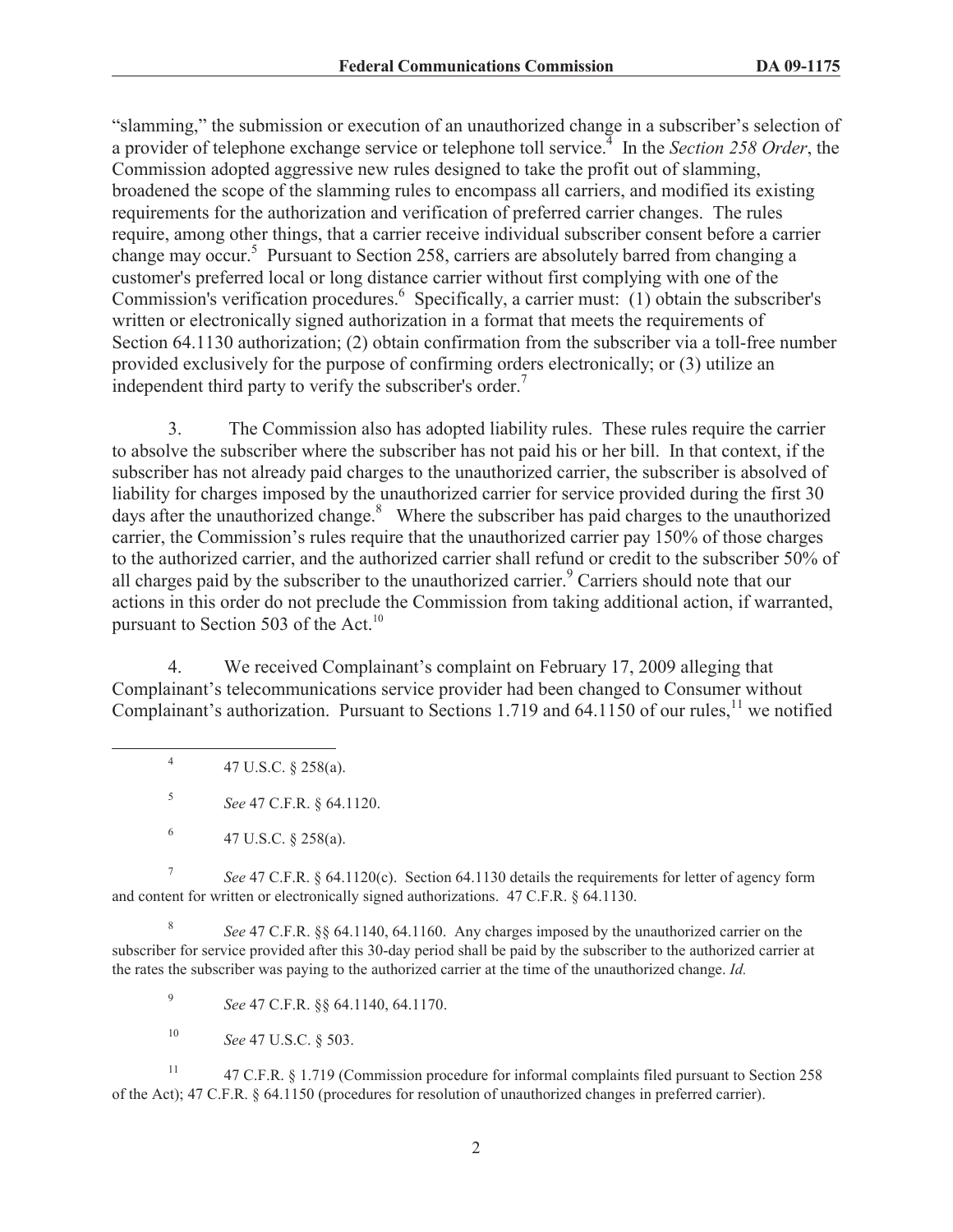"slamming," the submission or execution of an unauthorized change in a subscriber's selection of a provider of telephone exchange service or telephone toll service.[4] In the *Section 258 Order*, the Commission adopted aggressive new rules designed to take the profit out of slamming, broadened the scope of the slamming rules to encompass all carriers, and modified its existing requirements for the authorization and verification of preferred carrier changes. The rules require, among other things, that a carrier receive individual subscriber consent before a carrier change may occur.[5] Pursuant to Section 258, carriers are absolutely barred from changing a customer's preferred local or long distance carrier without first complying with one of the Commission's verification procedures.[6] Specifically, a carrier must: (1) obtain the subscriber's written or electronically signed authorization in a format that meets the requirements of Section 64.1130 authorization; (2) obtain confirmation from the subscriber via a toll-free number provided exclusively for the purpose of confirming orders electronically; or (3) utilize an independent third party to verify the subscriber's order.[7]

3. The Commission also has adopted liability rules. These rules require the carrier to absolve the subscriber where the subscriber has not paid his or her bill. In that context, if the subscriber has not already paid charges to the unauthorized carrier, the subscriber is absolved of liability for charges imposed by the unauthorized carrier for service provided during the first 30 days after the unauthorized change.[8] Where the subscriber has paid charges to the unauthorized carrier, the Commission's rules require that the unauthorized carrier pay 150% of those charges to the authorized carrier, and the authorized carrier shall refund or credit to the subscriber 50% of all charges paid by the subscriber to the unauthorized carrier.[9] Carriers should note that our actions in this order do not preclude the Commission from taking additional action, if warranted, pursuant to Section 503 of the Act.[10]

4. We received Complainant's complaint on February 17, 2009 alleging that Complainant's telecommunications service provider had been changed to Consumer without Complainant's authorization. Pursuant to Sections 1.719 and 64.1150 of our rules,[11] we notified

---

[4] 47 U.S.C. § 258(a).

[5] *See* 47 C.F.R. § 64.1120.

[6] 47 U.S.C. § 258(a).

[7] *See* 47 C.F.R. § 64.1120(c). Section 64.1130 details the requirements for letter of agency form and content for written or electronically signed authorizations. 47 C.F.R. § 64.1130.

[8] *See* 47 C.F.R. §§ 64.1140, 64.1160. Any charges imposed by the unauthorized carrier on the subscriber for service provided after this 30-day period shall be paid by the subscriber to the authorized carrier at the rates the subscriber was paying to the authorized carrier at the time of the unauthorized change. *Id.*

[9] *See* 47 C.F.R. §§ 64.1140, 64.1170.

[10] *See* 47 U.S.C. § 503.

[11] 47 C.F.R. § 1.719 (Commission procedure for informal complaints filed pursuant to Section 258 of the Act); 47 C.F.R. § 64.1150 (procedures for resolution of unauthorized changes in preferred carrier).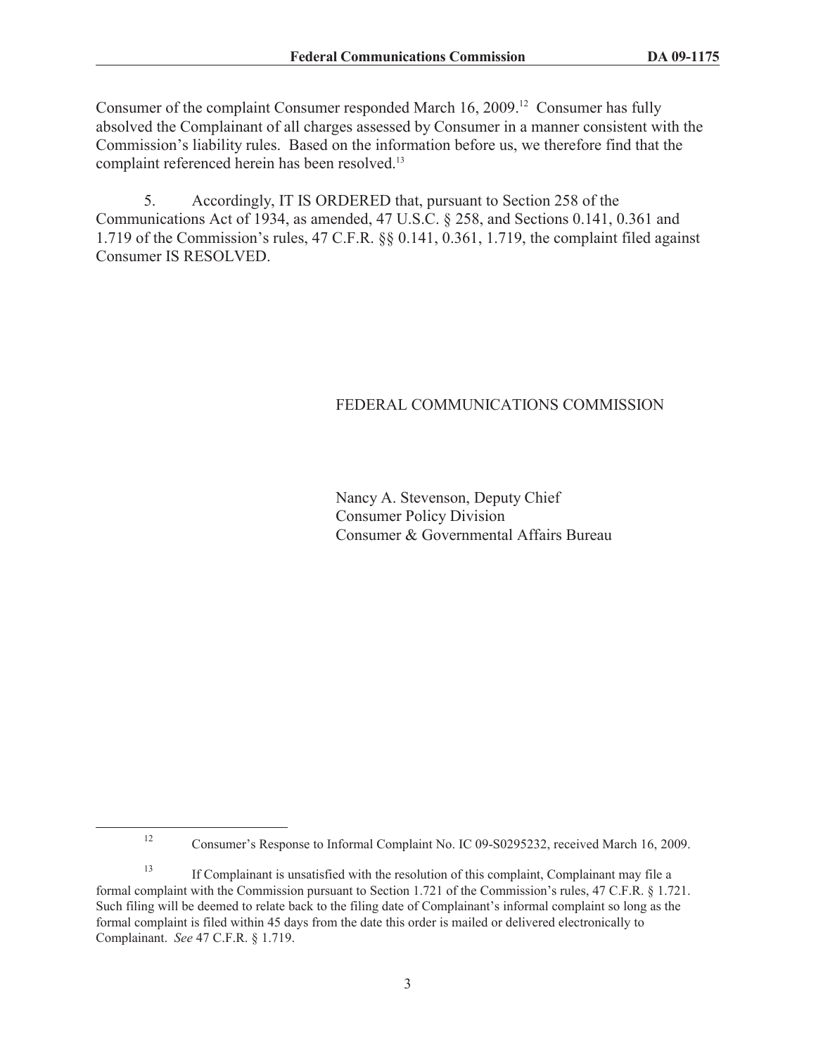Consumer of the complaint Consumer responded March 16, 2009.[12] Consumer has fully absolved the Complainant of all charges assessed by Consumer in a manner consistent with the Commission's liability rules. Based on the information before us, we therefore find that the complaint referenced herein has been resolved.[13]

5. Accordingly, IT IS ORDERED that, pursuant to Section 258 of the Communications Act of 1934, as amended, 47 U.S.C. § 258, and Sections 0.141, 0.361 and 1.719 of the Commission's rules, 47 C.F.R. §§ 0.141, 0.361, 1.719, the complaint filed against Consumer IS RESOLVED.

FEDERAL COMMUNICATIONS COMMISSION

Nancy A. Stevenson, Deputy Chief
Consumer Policy Division
Consumer & Governmental Affairs Bureau

---

[12] Consumer's Response to Informal Complaint No. IC 09-S0295232, received March 16, 2009.

[13] If Complainant is unsatisfied with the resolution of this complaint, Complainant may file a formal complaint with the Commission pursuant to Section 1.721 of the Commission's rules, 47 C.F.R. § 1.721. Such filing will be deemed to relate back to the filing date of Complainant's informal complaint so long as the formal complaint is filed within 45 days from the date this order is mailed or delivered electronically to Complainant. *See* 47 C.F.R. § 1.719.